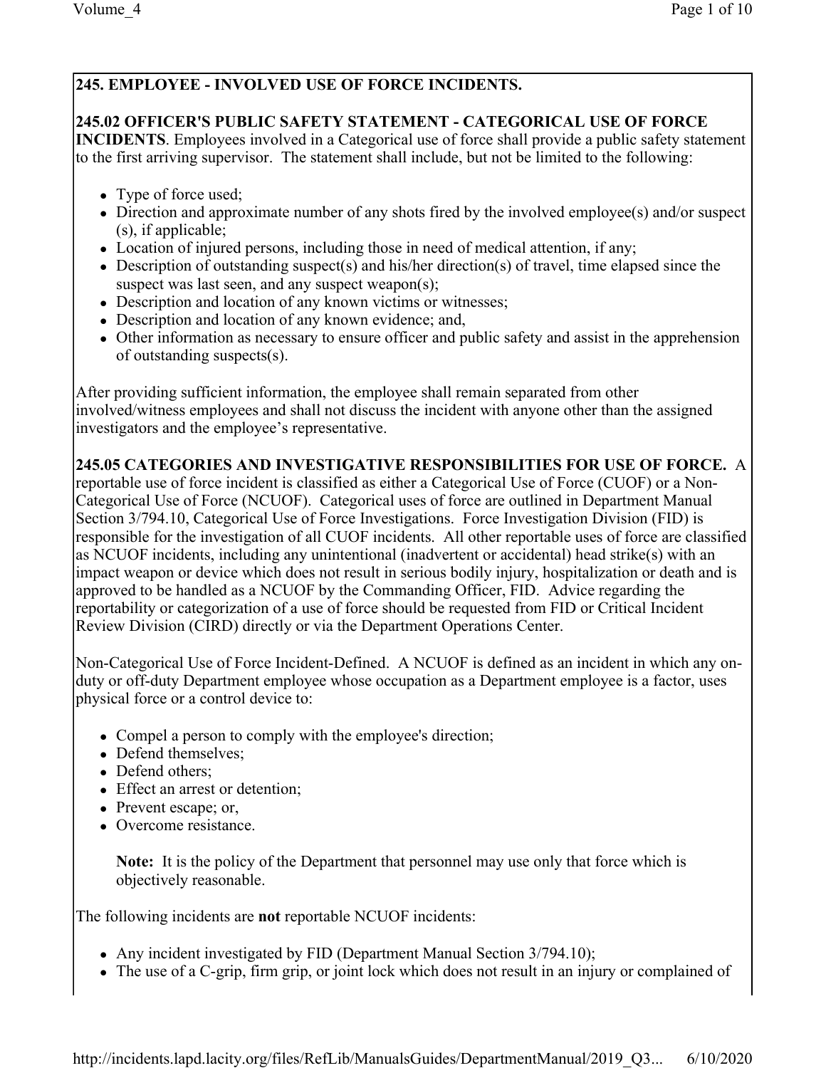## 245. EMPLOYEE - INVOLVED USE OF FORCE INCIDENTS.

**245.02 OFFICER'S PUBLIC SAFETY STATEMENT - CATEGORICAL USE OF FORCE INCIDENTS**. Employees involved in a Categorical use of force shall provide a public safety statement to the first arriving supervisor. The statement shall include, but not be limited to the following:

- Type of force used;
- Direction and approximate number of any shots fired by the involved employee(s) and/or suspect(s), if applicable;
- Location of injured persons, including those in need of medical attention, if any;
- Description of outstanding suspect(s) and his/her direction(s) of travel, time elapsed since the suspect was last seen, and any suspect weapon(s);
- Description and location of any known victims or witnesses;
- Description and location of any known evidence; and,
- Other information as necessary to ensure officer and public safety and assist in the apprehension of outstanding suspects(s).

After providing sufficient information, the employee shall remain separated from other involved/witness employees and shall not discuss the incident with anyone other than the assigned investigators and the employee's representative.

**245.05 CATEGORIES AND INVESTIGATIVE RESPONSIBILITIES FOR USE OF FORCE.** A reportable use of force incident is classified as either a Categorical Use of Force (CUOF) or a Non-Categorical Use of Force (NCUOF). Categorical uses of force are outlined in Department Manual Section 3/794.10, Categorical Use of Force Investigations. Force Investigation Division (FID) is responsible for the investigation of all CUOF incidents. All other reportable uses of force are classified as NCUOF incidents, including any unintentional (inadvertent or accidental) head strike(s) with an impact weapon or device which does not result in serious bodily injury, hospitalization or death and is approved to be handled as a NCUOF by the Commanding Officer, FID. Advice regarding the reportability or categorization of a use of force should be requested from FID or Critical Incident Review Division (CIRD) directly or via the Department Operations Center.

Non-Categorical Use of Force Incident-Defined. A NCUOF is defined as an incident in which any on-duty or off-duty Department employee whose occupation as a Department employee is a factor, uses physical force or a control device to:

- Compel a person to comply with the employee's direction;
- Defend themselves;
- Defend others;
- Effect an arrest or detention;
- Prevent escape; or,
- Overcome resistance.

  **Note:** It is the policy of the Department that personnel may use only that force which is objectively reasonable.

The following incidents are **not** reportable NCUOF incidents:

- Any incident investigated by FID (Department Manual Section 3/794.10);
- The use of a C-grip, firm grip, or joint lock which does not result in an injury or complained of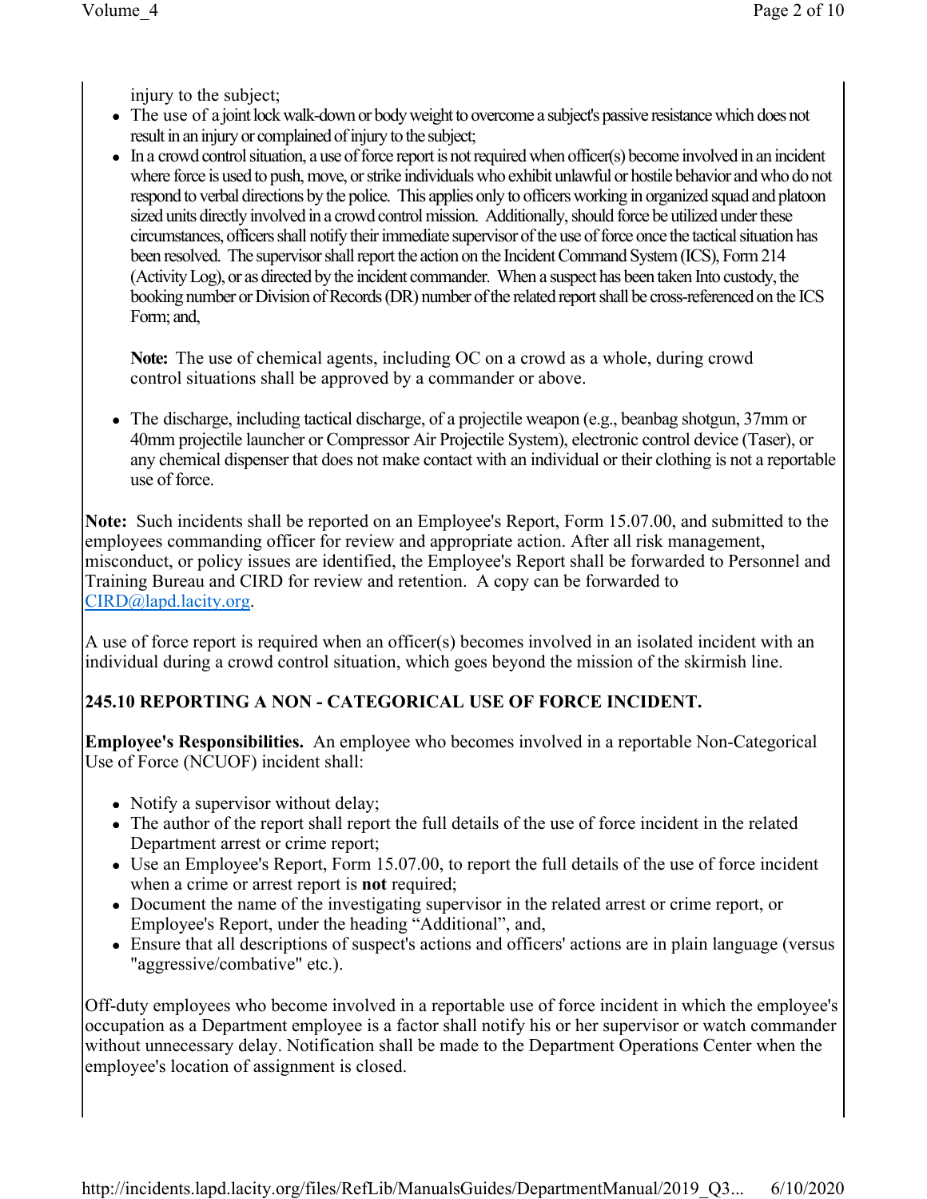injury to the subject;

- The use of a joint lock walk-down or body weight to overcome a subject's passive resistance which does not result in an injury or complained of injury to the subject;
- In a crowd control situation, a use of force report is not required when officer(s) become involved in an incident where force is used to push, move, or strike individuals who exhibit unlawful or hostile behavior and who do not respond to verbal directions by the police. This applies only to officers working in organized squad and platoon sized units directly involved in a crowd control mission. Additionally, should force be utilized under these circumstances, officers shall notify their immediate supervisor of the use of force once the tactical situation has been resolved. The supervisor shall report the action on the Incident Command System (ICS), Form 214 (Activity Log), or as directed by the incident commander. When a suspect has been taken Into custody, the booking number or Division of Records (DR) number of the related report shall be cross-referenced on the ICS Form; and,

  **Note:** The use of chemical agents, including OC on a crowd as a whole, during crowd control situations shall be approved by a commander or above.

- The discharge, including tactical discharge, of a projectile weapon (e.g., beanbag shotgun, 37mm or 40mm projectile launcher or Compressor Air Projectile System), electronic control device (Taser), or any chemical dispenser that does not make contact with an individual or their clothing is not a reportable use of force.

**Note:** Such incidents shall be reported on an Employee's Report, Form 15.07.00, and submitted to the employees commanding officer for review and appropriate action. After all risk management, misconduct, or policy issues are identified, the Employee's Report shall be forwarded to Personnel and Training Bureau and CIRD for review and retention. A copy can be forwarded to CIRD@lapd.lacity.org.

A use of force report is required when an officer(s) becomes involved in an isolated incident with an individual during a crowd control situation, which goes beyond the mission of the skirmish line.

## 245.10 REPORTING A NON - CATEGORICAL USE OF FORCE INCIDENT.

**Employee's Responsibilities.** An employee who becomes involved in a reportable Non-Categorical Use of Force (NCUOF) incident shall:

- Notify a supervisor without delay;
- The author of the report shall report the full details of the use of force incident in the related Department arrest or crime report;
- Use an Employee's Report, Form 15.07.00, to report the full details of the use of force incident when a crime or arrest report is **not** required;
- Document the name of the investigating supervisor in the related arrest or crime report, or Employee's Report, under the heading "Additional", and,
- Ensure that all descriptions of suspect's actions and officers' actions are in plain language (versus "aggressive/combative" etc.).

Off-duty employees who become involved in a reportable use of force incident in which the employee's occupation as a Department employee is a factor shall notify his or her supervisor or watch commander without unnecessary delay. Notification shall be made to the Department Operations Center when the employee's location of assignment is closed.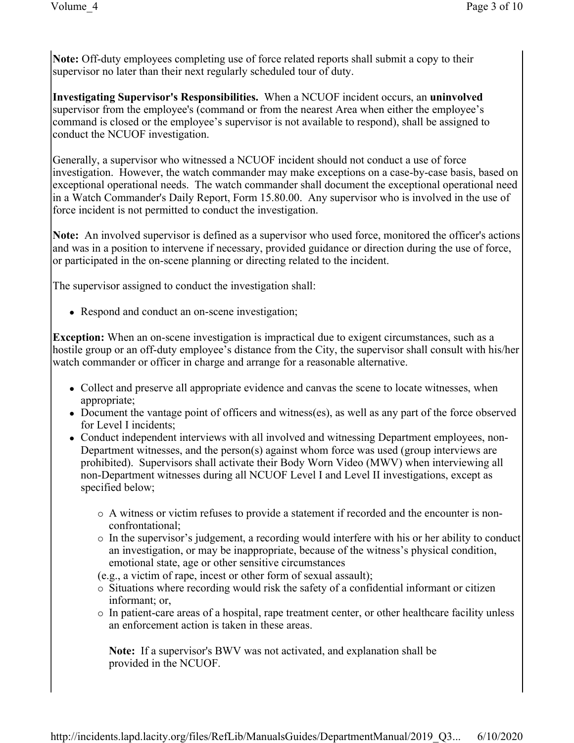**Note:** Off-duty employees completing use of force related reports shall submit a copy to their supervisor no later than their next regularly scheduled tour of duty.

**Investigating Supervisor's Responsibilities.** When a NCUOF incident occurs, an **uninvolved** supervisor from the employee's (command or from the nearest Area when either the employee's command is closed or the employee's supervisor is not available to respond), shall be assigned to conduct the NCUOF investigation.

Generally, a supervisor who witnessed a NCUOF incident should not conduct a use of force investigation. However, the watch commander may make exceptions on a case-by-case basis, based on exceptional operational needs. The watch commander shall document the exceptional operational need in a Watch Commander's Daily Report, Form 15.80.00. Any supervisor who is involved in the use of force incident is not permitted to conduct the investigation.

**Note:** An involved supervisor is defined as a supervisor who used force, monitored the officer's actions and was in a position to intervene if necessary, provided guidance or direction during the use of force, or participated in the on-scene planning or directing related to the incident.

The supervisor assigned to conduct the investigation shall:

- Respond and conduct an on-scene investigation;

**Exception:** When an on-scene investigation is impractical due to exigent circumstances, such as a hostile group or an off-duty employee's distance from the City, the supervisor shall consult with his/her watch commander or officer in charge and arrange for a reasonable alternative.

- Collect and preserve all appropriate evidence and canvas the scene to locate witnesses, when appropriate;
- Document the vantage point of officers and witness(es), as well as any part of the force observed for Level I incidents;
- Conduct independent interviews with all involved and witnessing Department employees, non-Department witnesses, and the person(s) against whom force was used (group interviews are prohibited). Supervisors shall activate their Body Worn Video (MWV) when interviewing all non-Department witnesses during all NCUOF Level I and Level II investigations, except as specified below;
    - A witness or victim refuses to provide a statement if recorded and the encounter is non-confrontational;
    - In the supervisor's judgement, a recording would interfere with his or her ability to conduct an investigation, or may be inappropriate, because of the witness's physical condition, emotional state, age or other sensitive circumstances (e.g., a victim of rape, incest or other form of sexual assault);
    - Situations where recording would risk the safety of a confidential informant or citizen informant; or,
    - In patient-care areas of a hospital, rape treatment center, or other healthcare facility unless an enforcement action is taken in these areas.

    **Note:** If a supervisor's BWV was not activated, and explanation shall be provided in the NCUOF.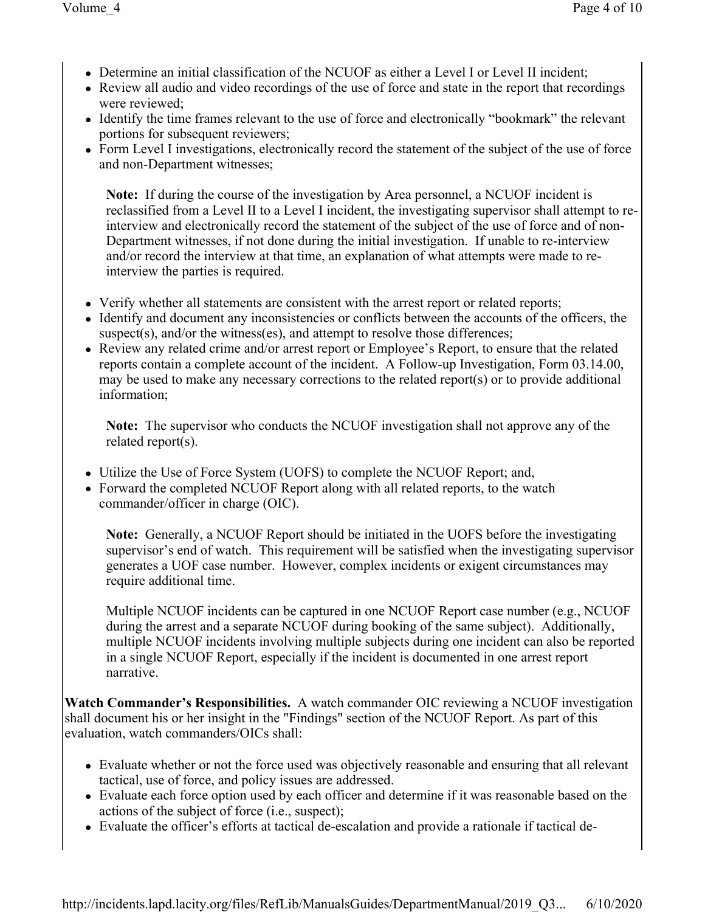- Determine an initial classification of the NCUOF as either a Level I or Level II incident;
- Review all audio and video recordings of the use of force and state in the report that recordings were reviewed;
- Identify the time frames relevant to the use of force and electronically "bookmark" the relevant portions for subsequent reviewers;
- Form Level I investigations, electronically record the statement of the subject of the use of force and non-Department witnesses;

  **Note:** If during the course of the investigation by Area personnel, a NCUOF incident is reclassified from a Level II to a Level I incident, the investigating supervisor shall attempt to re-interview and electronically record the statement of the subject of the use of force and of non-Department witnesses, if not done during the initial investigation. If unable to re-interview and/or record the interview at that time, an explanation of what attempts were made to re-interview the parties is required.

- Verify whether all statements are consistent with the arrest report or related reports;
- Identify and document any inconsistencies or conflicts between the accounts of the officers, the suspect(s), and/or the witness(es), and attempt to resolve those differences;
- Review any related crime and/or arrest report or Employee's Report, to ensure that the related reports contain a complete account of the incident. A Follow-up Investigation, Form 03.14.00, may be used to make any necessary corrections to the related report(s) or to provide additional information;

  **Note:** The supervisor who conducts the NCUOF investigation shall not approve any of the related report(s).

- Utilize the Use of Force System (UOFS) to complete the NCUOF Report; and,
- Forward the completed NCUOF Report along with all related reports, to the watch commander/officer in charge (OIC).

  **Note:** Generally, a NCUOF Report should be initiated in the UOFS before the investigating supervisor's end of watch. This requirement will be satisfied when the investigating supervisor generates a UOF case number. However, complex incidents or exigent circumstances may require additional time.

  Multiple NCUOF incidents can be captured in one NCUOF Report case number (e.g., NCUOF during the arrest and a separate NCUOF during booking of the same subject). Additionally, multiple NCUOF incidents involving multiple subjects during one incident can also be reported in a single NCUOF Report, especially if the incident is documented in one arrest report narrative.

**Watch Commander's Responsibilities.** A watch commander OIC reviewing a NCUOF investigation shall document his or her insight in the "Findings" section of the NCUOF Report. As part of this evaluation, watch commanders/OICs shall:

- Evaluate whether or not the force used was objectively reasonable and ensuring that all relevant tactical, use of force, and policy issues are addressed.
- Evaluate each force option used by each officer and determine if it was reasonable based on the actions of the subject of force (i.e., suspect);
- Evaluate the officer's efforts at tactical de-escalation and provide a rationale if tactical de-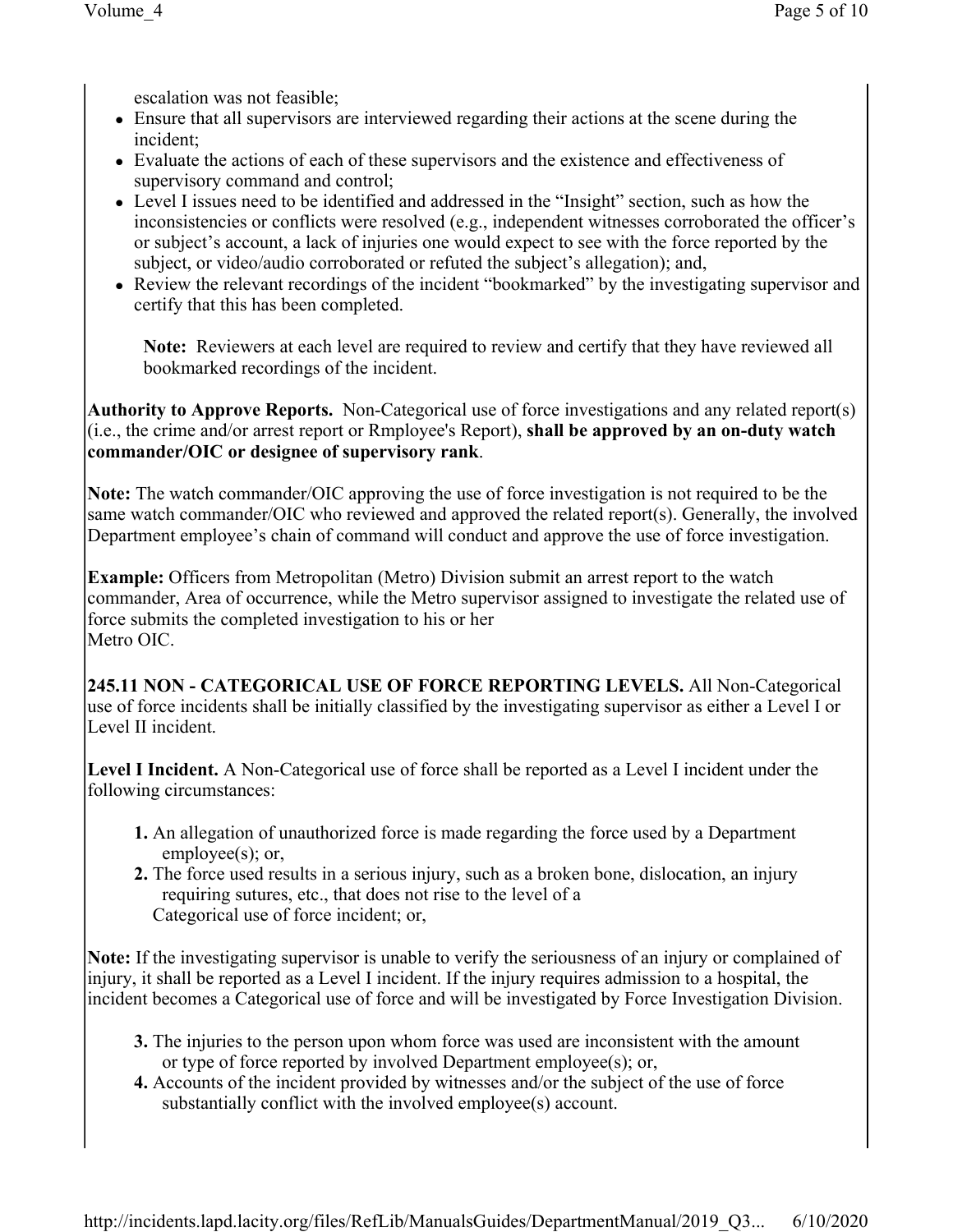escalation was not feasible;

- Ensure that all supervisors are interviewed regarding their actions at the scene during the incident;
- Evaluate the actions of each of these supervisors and the existence and effectiveness of supervisory command and control;
- Level I issues need to be identified and addressed in the "Insight" section, such as how the inconsistencies or conflicts were resolved (e.g., independent witnesses corroborated the officer's or subject's account, a lack of injuries one would expect to see with the force reported by the subject, or video/audio corroborated or refuted the subject's allegation); and,
- Review the relevant recordings of the incident "bookmarked" by the investigating supervisor and certify that this has been completed.

**Note:** Reviewers at each level are required to review and certify that they have reviewed all bookmarked recordings of the incident.

**Authority to Approve Reports.** Non-Categorical use of force investigations and any related report(s) (i.e., the crime and/or arrest report or Rmployee's Report), **shall be approved by an on-duty watch commander/OIC or designee of supervisory rank**.

**Note:** The watch commander/OIC approving the use of force investigation is not required to be the same watch commander/OIC who reviewed and approved the related report(s). Generally, the involved Department employee's chain of command will conduct and approve the use of force investigation.

**Example:** Officers from Metropolitan (Metro) Division submit an arrest report to the watch commander, Area of occurrence, while the Metro supervisor assigned to investigate the related use of force submits the completed investigation to his or her Metro OIC.

**245.11 NON - CATEGORICAL USE OF FORCE REPORTING LEVELS.** All Non-Categorical use of force incidents shall be initially classified by the investigating supervisor as either a Level I or Level II incident.

**Level I Incident.** A Non-Categorical use of force shall be reported as a Level I incident under the following circumstances:

1. An allegation of unauthorized force is made regarding the force used by a Department employee(s); or,
2. The force used results in a serious injury, such as a broken bone, dislocation, an injury requiring sutures, etc., that does not rise to the level of a Categorical use of force incident; or,

**Note:** If the investigating supervisor is unable to verify the seriousness of an injury or complained of injury, it shall be reported as a Level I incident. If the injury requires admission to a hospital, the incident becomes a Categorical use of force and will be investigated by Force Investigation Division.

3. The injuries to the person upon whom force was used are inconsistent with the amount or type of force reported by involved Department employee(s); or,
4. Accounts of the incident provided by witnesses and/or the subject of the use of force substantially conflict with the involved employee(s) account.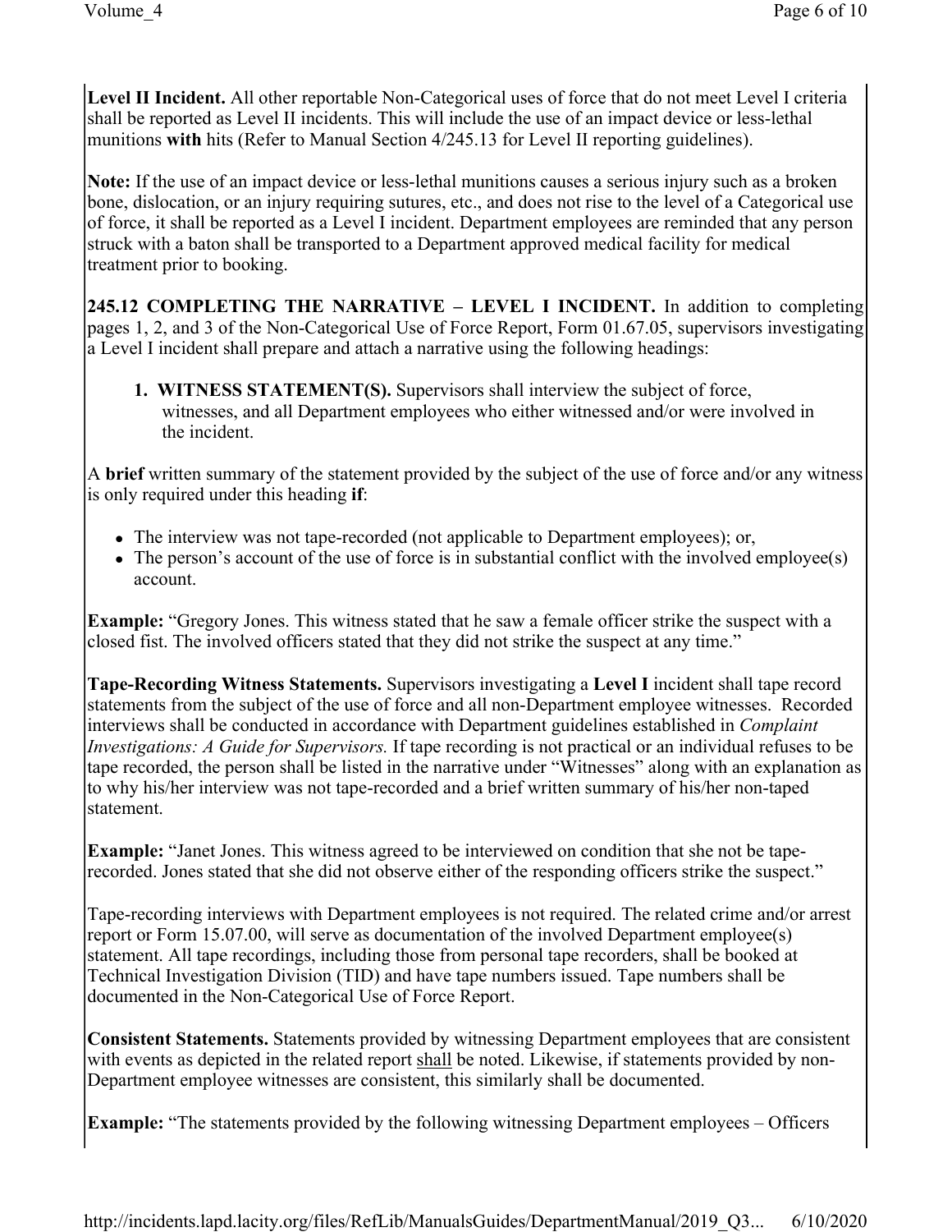**Level II Incident.** All other reportable Non-Categorical uses of force that do not meet Level I criteria shall be reported as Level II incidents. This will include the use of an impact device or less-lethal munitions **with** hits (Refer to Manual Section 4/245.13 for Level II reporting guidelines).

**Note:** If the use of an impact device or less-lethal munitions causes a serious injury such as a broken bone, dislocation, or an injury requiring sutures, etc., and does not rise to the level of a Categorical use of force, it shall be reported as a Level I incident. Department employees are reminded that any person struck with a baton shall be transported to a Department approved medical facility for medical treatment prior to booking.

**245.12 COMPLETING THE NARRATIVE – LEVEL I INCIDENT.** In addition to completing pages 1, 2, and 3 of the Non-Categorical Use of Force Report, Form 01.67.05, supervisors investigating a Level I incident shall prepare and attach a narrative using the following headings:

1. **WITNESS STATEMENT(S).** Supervisors shall interview the subject of force, witnesses, and all Department employees who either witnessed and/or were involved in the incident.

A **brief** written summary of the statement provided by the subject of the use of force and/or any witness is only required under this heading **if**:

- The interview was not tape-recorded (not applicable to Department employees); or,
- The person's account of the use of force is in substantial conflict with the involved employee(s) account.

**Example:** "Gregory Jones. This witness stated that he saw a female officer strike the suspect with a closed fist. The involved officers stated that they did not strike the suspect at any time."

**Tape-Recording Witness Statements.** Supervisors investigating a **Level I** incident shall tape record statements from the subject of the use of force and all non-Department employee witnesses. Recorded interviews shall be conducted in accordance with Department guidelines established in *Complaint Investigations: A Guide for Supervisors.* If tape recording is not practical or an individual refuses to be tape recorded, the person shall be listed in the narrative under "Witnesses" along with an explanation as to why his/her interview was not tape-recorded and a brief written summary of his/her non-taped statement.

**Example:** "Janet Jones. This witness agreed to be interviewed on condition that she not be tape-recorded. Jones stated that she did not observe either of the responding officers strike the suspect."

Tape-recording interviews with Department employees is not required. The related crime and/or arrest report or Form 15.07.00, will serve as documentation of the involved Department employee(s) statement. All tape recordings, including those from personal tape recorders, shall be booked at Technical Investigation Division (TID) and have tape numbers issued. Tape numbers shall be documented in the Non-Categorical Use of Force Report.

**Consistent Statements.** Statements provided by witnessing Department employees that are consistent with events as depicted in the related report shall be noted. Likewise, if statements provided by non-Department employee witnesses are consistent, this similarly shall be documented.

**Example:** "The statements provided by the following witnessing Department employees – Officers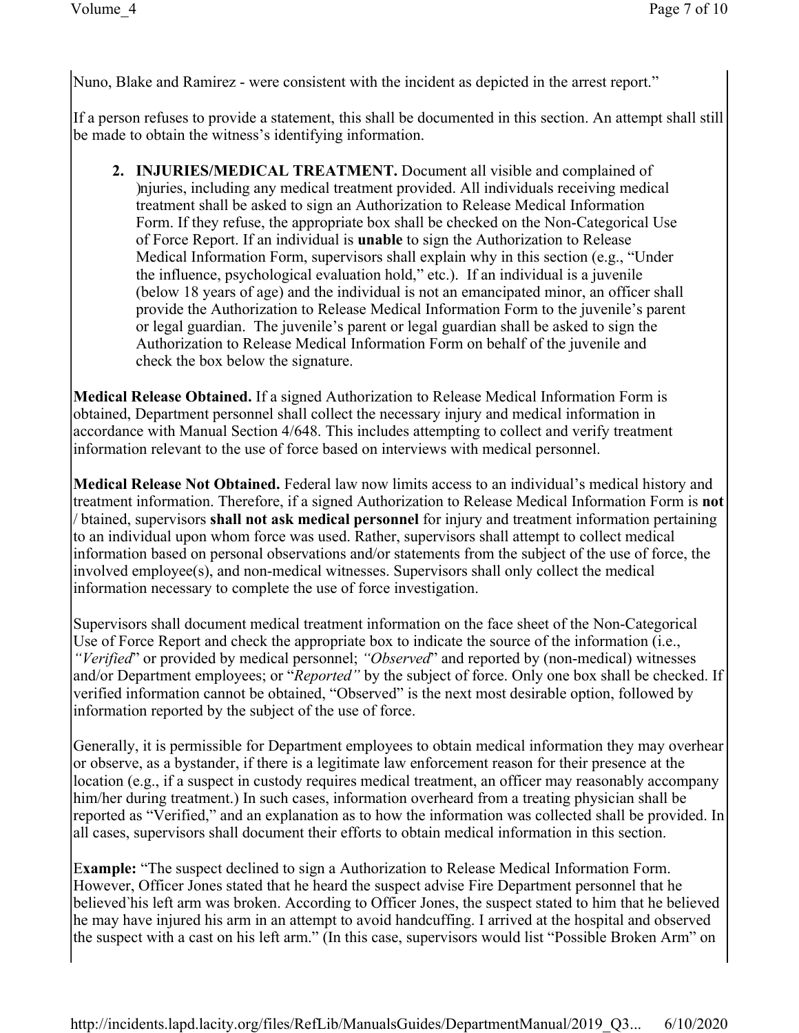Nuno, Blake and Ramirez - were consistent with the incident as depicted in the arrest report."

If a person refuses to provide a statement, this shall be documented in this section. An attempt shall still be made to obtain the witness's identifying information.

2. **INJURIES/MEDICAL TREATMENT.** Document all visible and complained of injuries, including any medical treatment provided. All individuals receiving medical treatment shall be asked to sign an Authorization to Release Medical Information Form. If they refuse, the appropriate box shall be checked on the Non-Categorical Use of Force Report. If an individual is **unable** to sign the Authorization to Release Medical Information Form, supervisors shall explain why in this section (e.g., "Under the influence, psychological evaluation hold," etc.). If an individual is a juvenile (below 18 years of age) and the individual is not an emancipated minor, an officer shall provide the Authorization to Release Medical Information Form to the juvenile's parent or legal guardian. The juvenile's parent or legal guardian shall be asked to sign the Authorization to Release Medical Information Form on behalf of the juvenile and check the box below the signature.

**Medical Release Obtained.** If a signed Authorization to Release Medical Information Form is obtained, Department personnel shall collect the necessary injury and medical information in accordance with Manual Section 4/648. This includes attempting to collect and verify treatment information relevant to the use of force based on interviews with medical personnel.

**Medical Release Not Obtained.** Federal law now limits access to an individual's medical history and treatment information. Therefore, if a signed Authorization to Release Medical Information Form is **not** obtained, supervisors **shall not ask medical personnel** for injury and treatment information pertaining to an individual upon whom force was used. Rather, supervisors shall attempt to collect medical information based on personal observations and/or statements from the subject of the use of force, the involved employee(s), and non-medical witnesses. Supervisors shall only collect the medical information necessary to complete the use of force investigation.

Supervisors shall document medical treatment information on the face sheet of the Non-Categorical Use of Force Report and check the appropriate box to indicate the source of the information (i.e., *"Verified"* or provided by medical personnel; *"Observed"* and reported by (non-medical) witnesses and/or Department employees; or "*Reported"* by the subject of force. Only one box shall be checked. If verified information cannot be obtained, "Observed" is the next most desirable option, followed by information reported by the subject of the use of force.

Generally, it is permissible for Department employees to obtain medical information they may overhear or observe, as a bystander, if there is a legitimate law enforcement reason for their presence at the location (e.g., if a suspect in custody requires medical treatment, an officer may reasonably accompany him/her during treatment.) In such cases, information overheard from a treating physician shall be reported as "Verified," and an explanation as to how the information was collected shall be provided. In all cases, supervisors shall document their efforts to obtain medical information in this section.

**Example:** "The suspect declined to sign a Authorization to Release Medical Information Form. However, Officer Jones stated that he heard the suspect advise Fire Department personnel that he believed his left arm was broken. According to Officer Jones, the suspect stated to him that he believed he may have injured his arm in an attempt to avoid handcuffing. I arrived at the hospital and observed the suspect with a cast on his left arm." (In this case, supervisors would list "Possible Broken Arm" on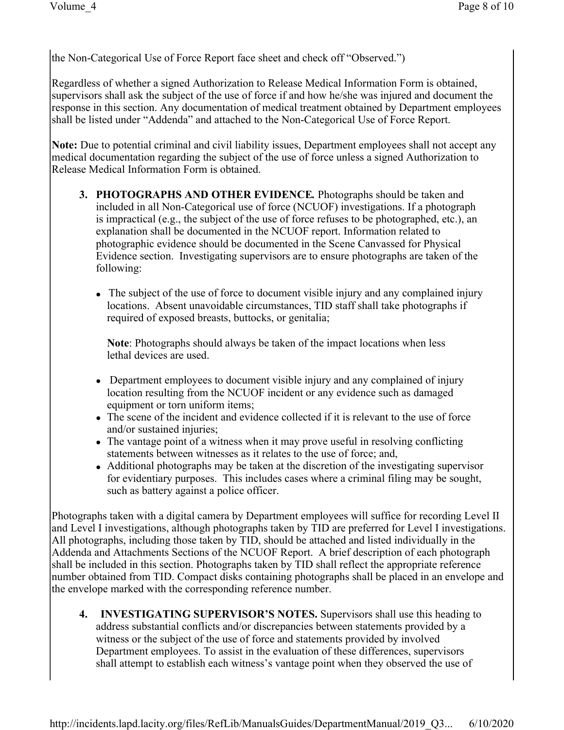the Non-Categorical Use of Force Report face sheet and check off "Observed.")

Regardless of whether a signed Authorization to Release Medical Information Form is obtained, supervisors shall ask the subject of the use of force if and how he/she was injured and document the response in this section. Any documentation of medical treatment obtained by Department employees shall be listed under "Addenda" and attached to the Non-Categorical Use of Force Report.

**Note:** Due to potential criminal and civil liability issues, Department employees shall not accept any medical documentation regarding the subject of the use of force unless a signed Authorization to Release Medical Information Form is obtained.

3. **PHOTOGRAPHS AND OTHER EVIDENCE.** Photographs should be taken and included in all Non-Categorical use of force (NCUOF) investigations. If a photograph is impractical (e.g., the subject of the use of force refuses to be photographed, etc.), an explanation shall be documented in the NCUOF report. Information related to photographic evidence should be documented in the Scene Canvassed for Physical Evidence section. Investigating supervisors are to ensure photographs are taken of the following:

   - The subject of the use of force to document visible injury and any complained injury locations. Absent unavoidable circumstances, TID staff shall take photographs if required of exposed breasts, buttocks, or genitalia;

     **Note**: Photographs should always be taken of the impact locations when less lethal devices are used.

   - Department employees to document visible injury and any complained of injury location resulting from the NCUOF incident or any evidence such as damaged equipment or torn uniform items;
   - The scene of the incident and evidence collected if it is relevant to the use of force and/or sustained injuries;
   - The vantage point of a witness when it may prove useful in resolving conflicting statements between witnesses as it relates to the use of force; and,
   - Additional photographs may be taken at the discretion of the investigating supervisor for evidentiary purposes. This includes cases where a criminal filing may be sought, such as battery against a police officer.

Photographs taken with a digital camera by Department employees will suffice for recording Level II and Level I investigations, although photographs taken by TID are preferred for Level I investigations. All photographs, including those taken by TID, should be attached and listed individually in the Addenda and Attachments Sections of the NCUOF Report. A brief description of each photograph shall be included in this section. Photographs taken by TID shall reflect the appropriate reference number obtained from TID. Compact disks containing photographs shall be placed in an envelope and the envelope marked with the corresponding reference number.

4. **INVESTIGATING SUPERVISOR'S NOTES.** Supervisors shall use this heading to address substantial conflicts and/or discrepancies between statements provided by a witness or the subject of the use of force and statements provided by involved Department employees. To assist in the evaluation of these differences, supervisors shall attempt to establish each witness's vantage point when they observed the use of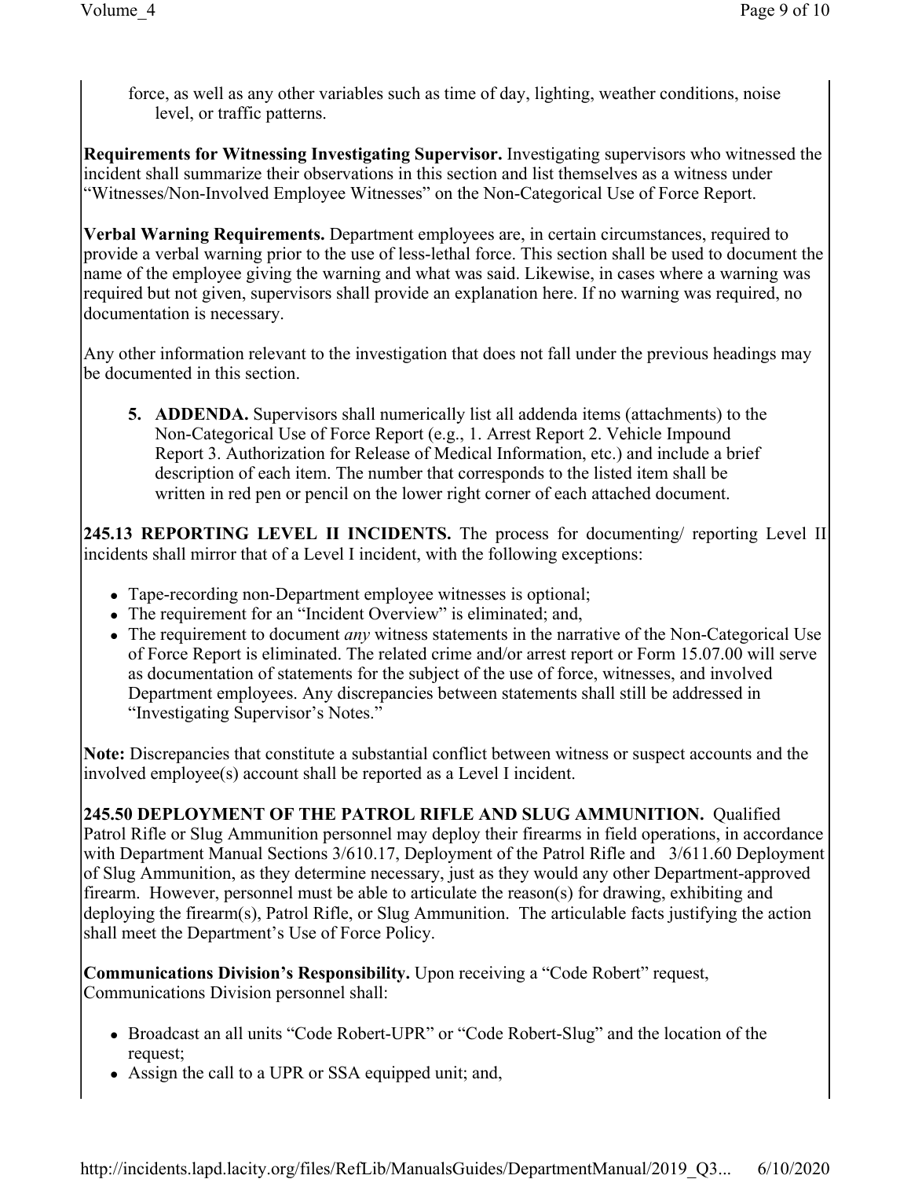force, as well as any other variables such as time of day, lighting, weather conditions, noise level, or traffic patterns.

**Requirements for Witnessing Investigating Supervisor.** Investigating supervisors who witnessed the incident shall summarize their observations in this section and list themselves as a witness under "Witnesses/Non-Involved Employee Witnesses" on the Non-Categorical Use of Force Report.

**Verbal Warning Requirements.** Department employees are, in certain circumstances, required to provide a verbal warning prior to the use of less-lethal force. This section shall be used to document the name of the employee giving the warning and what was said. Likewise, in cases where a warning was required but not given, supervisors shall provide an explanation here. If no warning was required, no documentation is necessary.

Any other information relevant to the investigation that does not fall under the previous headings may be documented in this section.

5. **ADDENDA.** Supervisors shall numerically list all addenda items (attachments) to the Non-Categorical Use of Force Report (e.g., 1. Arrest Report 2. Vehicle Impound Report 3. Authorization for Release of Medical Information, etc.) and include a brief description of each item. The number that corresponds to the listed item shall be written in red pen or pencil on the lower right corner of each attached document.

**245.13 REPORTING LEVEL II INCIDENTS.** The process for documenting/ reporting Level II incidents shall mirror that of a Level I incident, with the following exceptions:

- Tape-recording non-Department employee witnesses is optional;
- The requirement for an "Incident Overview" is eliminated; and,
- The requirement to document *any* witness statements in the narrative of the Non-Categorical Use of Force Report is eliminated. The related crime and/or arrest report or Form 15.07.00 will serve as documentation of statements for the subject of the use of force, witnesses, and involved Department employees. Any discrepancies between statements shall still be addressed in "Investigating Supervisor's Notes."

**Note:** Discrepancies that constitute a substantial conflict between witness or suspect accounts and the involved employee(s) account shall be reported as a Level I incident.

**245.50 DEPLOYMENT OF THE PATROL RIFLE AND SLUG AMMUNITION.** Qualified Patrol Rifle or Slug Ammunition personnel may deploy their firearms in field operations, in accordance with Department Manual Sections 3/610.17, Deployment of the Patrol Rifle and 3/611.60 Deployment of Slug Ammunition, as they determine necessary, just as they would any other Department-approved firearm. However, personnel must be able to articulate the reason(s) for drawing, exhibiting and deploying the firearm(s), Patrol Rifle, or Slug Ammunition. The articulable facts justifying the action shall meet the Department's Use of Force Policy.

**Communications Division's Responsibility.** Upon receiving a "Code Robert" request, Communications Division personnel shall:

- Broadcast an all units "Code Robert-UPR" or "Code Robert-Slug" and the location of the request;
- Assign the call to a UPR or SSA equipped unit; and,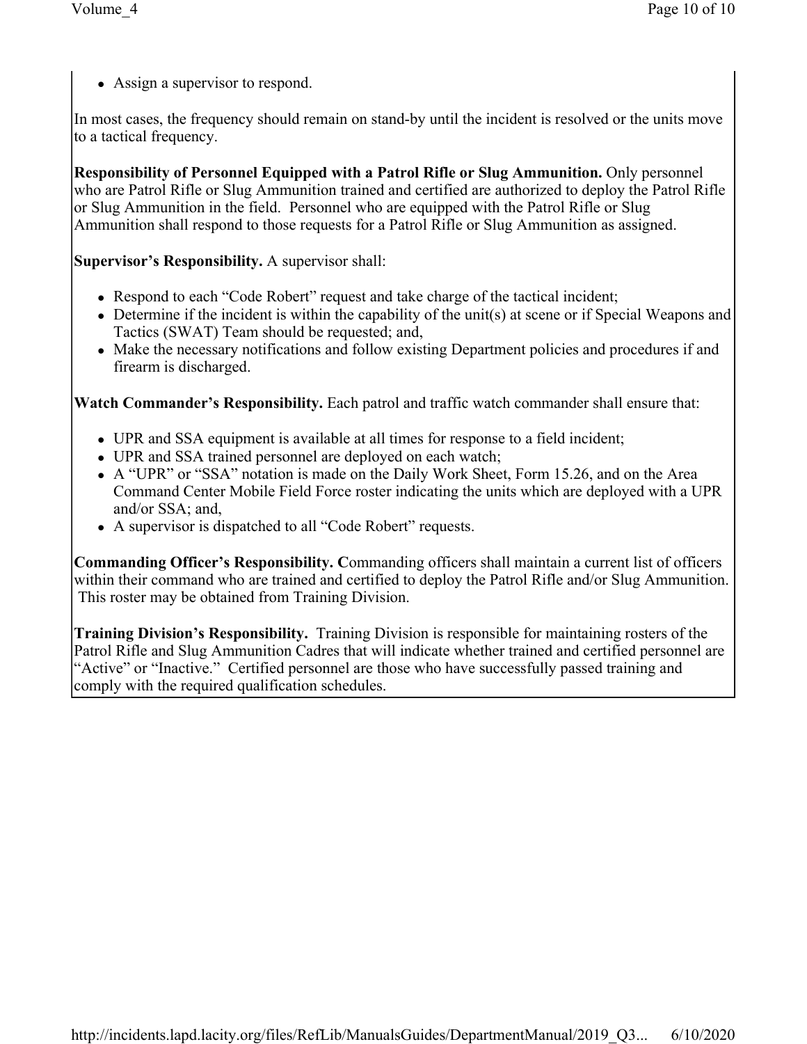- Assign a supervisor to respond.

In most cases, the frequency should remain on stand-by until the incident is resolved or the units move to a tactical frequency.

**Responsibility of Personnel Equipped with a Patrol Rifle or Slug Ammunition.** Only personnel who are Patrol Rifle or Slug Ammunition trained and certified are authorized to deploy the Patrol Rifle or Slug Ammunition in the field. Personnel who are equipped with the Patrol Rifle or Slug Ammunition shall respond to those requests for a Patrol Rifle or Slug Ammunition as assigned.

**Supervisor's Responsibility.** A supervisor shall:

- Respond to each "Code Robert" request and take charge of the tactical incident;
- Determine if the incident is within the capability of the unit(s) at scene or if Special Weapons and Tactics (SWAT) Team should be requested; and,
- Make the necessary notifications and follow existing Department policies and procedures if and firearm is discharged.

**Watch Commander's Responsibility.** Each patrol and traffic watch commander shall ensure that:

- UPR and SSA equipment is available at all times for response to a field incident;
- UPR and SSA trained personnel are deployed on each watch;
- A "UPR" or "SSA" notation is made on the Daily Work Sheet, Form 15.26, and on the Area Command Center Mobile Field Force roster indicating the units which are deployed with a UPR and/or SSA; and,
- A supervisor is dispatched to all "Code Robert" requests.

**Commanding Officer's Responsibility. C**ommanding officers shall maintain a current list of officers within their command who are trained and certified to deploy the Patrol Rifle and/or Slug Ammunition. This roster may be obtained from Training Division.

**Training Division's Responsibility.** Training Division is responsible for maintaining rosters of the Patrol Rifle and Slug Ammunition Cadres that will indicate whether trained and certified personnel are "Active" or "Inactive." Certified personnel are those who have successfully passed training and comply with the required qualification schedules.